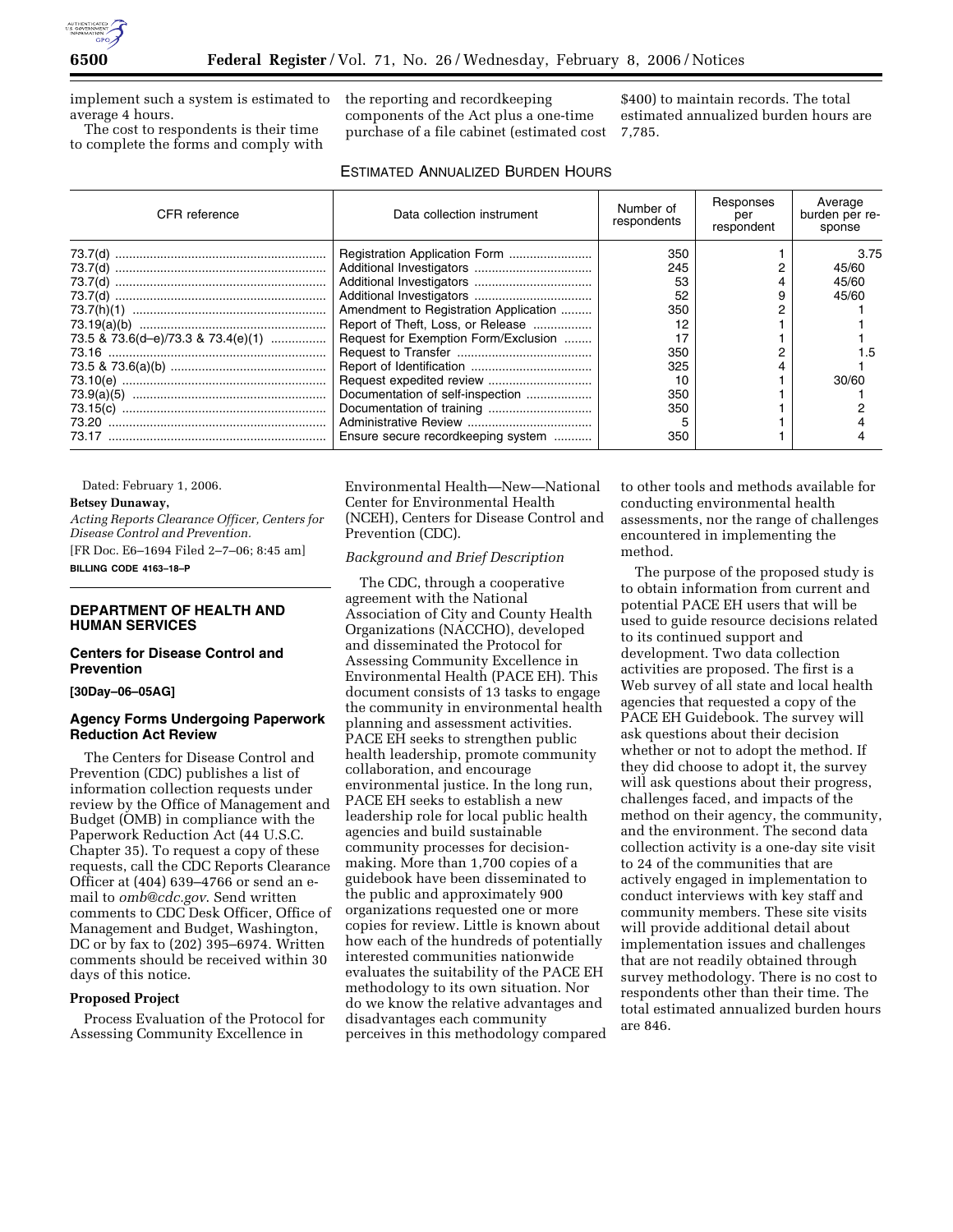implement such a system is estimated to average 4 hours.

The cost to respondents is their time to complete the forms and comply with the reporting and recordkeeping components of the Act plus a one-time purchase of a file cabinet (estimated cost $400) to maintain records. The total estimated annualized burden hours are 7,785.

ESTIMATED ANNUALIZED BURDEN HOURS

| CFR reference | Data collection instrument | Number of respondents | Responses per respondent | Average burden per response |
|---|---|---|---|---|
| 73.7(d) | Registration Application Form | 350 | 1 | 3.75 |
| 73.7(d) | Additional Investigators | 245 | 2 | 45/60 |
| 73.7(d) | Additional Investigators | 53 | 4 | 45/60 |
| 73.7(d) | Additional Investigators | 52 | 9 | 45/60 |
| 73.7(h)(1) | Amendment to Registration Application | 350 | 2 | 1 |
| 73.19(a)(b) | Report of Theft, Loss, or Release | 12 | 1 | 1 |
| 73.5 & 73.6(d–e)/73.3 & 73.4(e)(1) | Request for Exemption Form/Exclusion | 17 | 1 | 1 |
| 73.16 | Request to Transfer | 350 | 2 | 1.5 |
| 73.5 & 73.6(a)(b) | Report of Identification | 325 | 4 | 1 |
| 73.10(e) | Request expedited review | 10 | 1 | 30/60 |
| 73.9(a)(5) | Documentation of self-inspection | 350 | 1 | 1 |
| 73.15(c) | Documentation of training | 350 | 1 | 2 |
| 73.20 | Administrative Review | 5 | 1 | 4 |
| 73.17 | Ensure secure recordkeeping system | 350 | 1 | 4 |

Dated: February 1, 2006.

**Betsey Dunaway,**

*Acting Reports Clearance Officer, Centers for Disease Control and Prevention.*

[FR Doc. E6–1694 Filed 2–7–06; 8:45 am]

**BILLING CODE 4163–18–P**

## DEPARTMENT OF HEALTH AND HUMAN SERVICES

### Centers for Disease Control and Prevention

**[30Day–06–05AG]**

### Agency Forms Undergoing Paperwork Reduction Act Review

The Centers for Disease Control and Prevention (CDC) publishes a list of information collection requests under review by the Office of Management and Budget (OMB) in compliance with the Paperwork Reduction Act (44 U.S.C. Chapter 35). To request a copy of these requests, call the CDC Reports Clearance Officer at (404) 639–4766 or send an e-mail to *omb@cdc.gov*. Send written comments to CDC Desk Officer, Office of Management and Budget, Washington, DC or by fax to (202) 395–6974. Written comments should be received within 30 days of this notice.

**Proposed Project**

Process Evaluation of the Protocol for Assessing Community Excellence in Environmental Health—New—National Center for Environmental Health (NCEH), Centers for Disease Control and Prevention (CDC).

*Background and Brief Description*

The CDC, through a cooperative agreement with the National Association of City and County Health Organizations (NACCHO), developed and disseminated the Protocol for Assessing Community Excellence in Environmental Health (PACE EH). This document consists of 13 tasks to engage the community in environmental health planning and assessment activities. PACE EH seeks to strengthen public health leadership, promote community collaboration, and encourage environmental justice. In the long run, PACE EH seeks to establish a new leadership role for local public health agencies and build sustainable community processes for decision-making. More than 1,700 copies of a guidebook have been disseminated to the public and approximately 900 organizations requested one or more copies for review. Little is known about how each of the hundreds of potentially interested communities nationwide evaluates the suitability of the PACE EH methodology to its own situation. Nor do we know the relative advantages and disadvantages each community perceives in this methodology compared to other tools and methods available for conducting environmental health assessments, nor the range of challenges encountered in implementing the method.

The purpose of the proposed study is to obtain information from current and potential PACE EH users that will be used to guide resource decisions related to its continued support and development. Two data collection activities are proposed. The first is a Web survey of all state and local health agencies that requested a copy of the PACE EH Guidebook. The survey will ask questions about their decision whether or not to adopt the method. If they did choose to adopt it, the survey will ask questions about their progress, challenges faced, and impacts of the method on their agency, the community, and the environment. The second data collection activity is a one-day site visit to 24 of the communities that are actively engaged in implementation to conduct interviews with key staff and community members. These site visits will provide additional detail about implementation issues and challenges that are not readily obtained through survey methodology. There is no cost to respondents other than their time. The total estimated annualized burden hours are 846.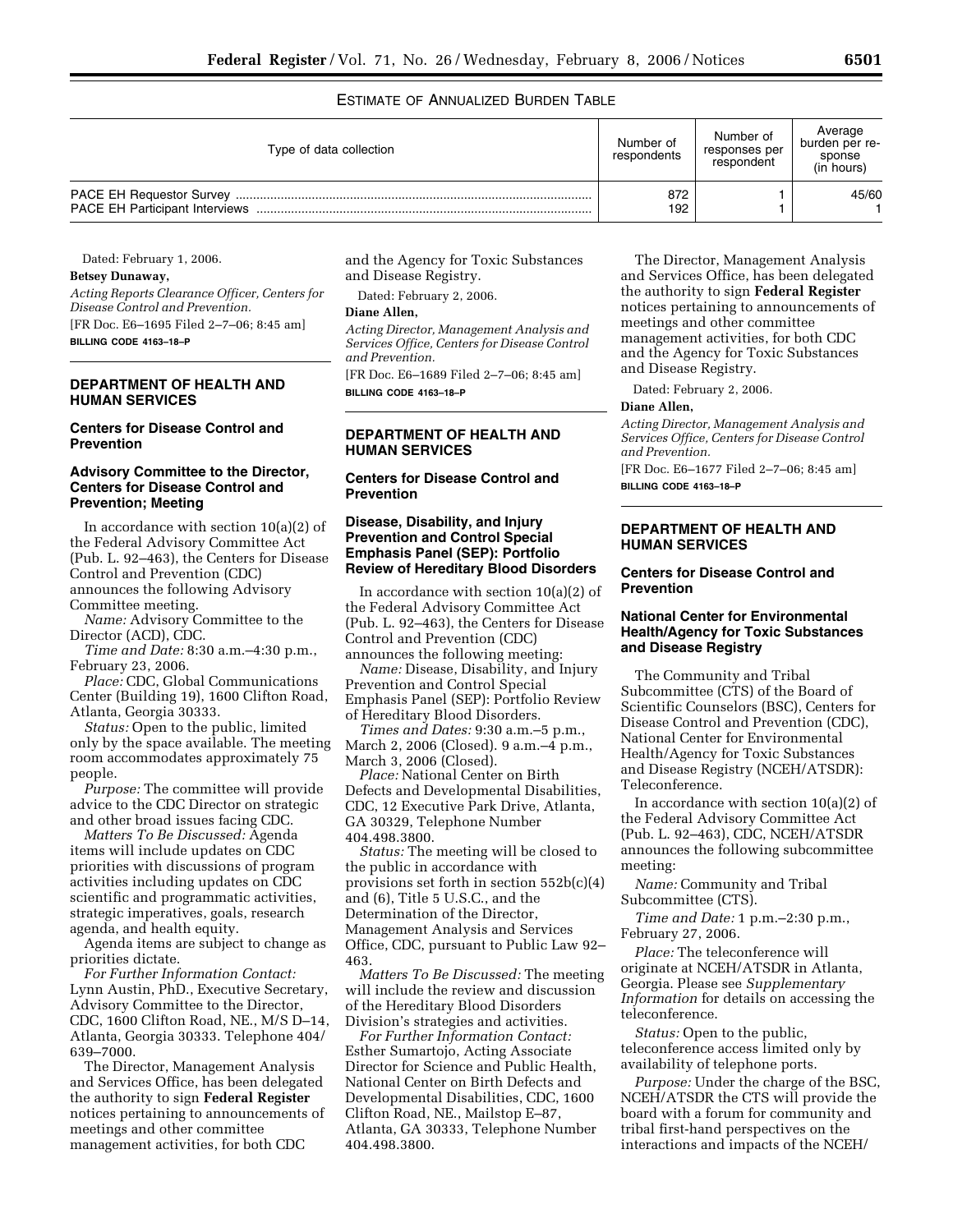ESTIMATE OF ANNUALIZED BURDEN TABLE

| Type of data collection | Number of respondents | Number of responses per respondent | Average burden per response (in hours) |
| --- | --- | --- | --- |
| PACE EH Requestor Survey | 872 | 1 | 45/60 |
| PACE EH Participant Interviews | 192 | 1 | 1 |

Dated: February 1, 2006.

**Betsey Dunaway,**

*Acting Reports Clearance Officer, Centers for Disease Control and Prevention.*

[FR Doc. E6–1695 Filed 2–7–06; 8:45 am]

**BILLING CODE 4163–18–P**

---

## DEPARTMENT OF HEALTH AND HUMAN SERVICES

### Centers for Disease Control and Prevention

### Advisory Committee to the Director, Centers for Disease Control and Prevention; Meeting

In accordance with section 10(a)(2) of the Federal Advisory Committee Act (Pub. L. 92–463), the Centers for Disease Control and Prevention (CDC) announces the following Advisory Committee meeting.

*Name:* Advisory Committee to the Director (ACD), CDC.

*Time and Date:* 8:30 a.m.–4:30 p.m., February 23, 2006.

*Place:* CDC, Global Communications Center (Building 19), 1600 Clifton Road, Atlanta, Georgia 30333.

*Status:* Open to the public, limited only by the space available. The meeting room accommodates approximately 75 people.

*Purpose:* The committee will provide advice to the CDC Director on strategic and other broad issues facing CDC.

*Matters To Be Discussed:* Agenda items will include updates on CDC priorities with discussions of program activities including updates on CDC scientific and programmatic activities, strategic imperatives, goals, research agenda, and health equity.

Agenda items are subject to change as priorities dictate.

*For Further Information Contact:* Lynn Austin, PhD., Executive Secretary, Advisory Committee to the Director, CDC, 1600 Clifton Road, NE., M/S D–14, Atlanta, Georgia 30333. Telephone 404/639–7000.

The Director, Management Analysis and Services Office, has been delegated the authority to sign **Federal Register** notices pertaining to announcements of meetings and other committee management activities, for both CDC and the Agency for Toxic Substances and Disease Registry.

Dated: February 2, 2006.

**Diane Allen,**

*Acting Director, Management Analysis and Services Office, Centers for Disease Control and Prevention.*

[FR Doc. E6–1689 Filed 2–7–06; 8:45 am]

**BILLING CODE 4163–18–P**

---

## DEPARTMENT OF HEALTH AND HUMAN SERVICES

### Centers for Disease Control and Prevention

### Disease, Disability, and Injury Prevention and Control Special Emphasis Panel (SEP): Portfolio Review of Hereditary Blood Disorders

In accordance with section 10(a)(2) of the Federal Advisory Committee Act (Pub. L. 92–463), the Centers for Disease Control and Prevention (CDC) announces the following meeting:

*Name:* Disease, Disability, and Injury Prevention and Control Special Emphasis Panel (SEP): Portfolio Review of Hereditary Blood Disorders.

*Times and Dates:* 9:30 a.m.–5 p.m., March 2, 2006 (Closed). 9 a.m.–4 p.m., March 3, 2006 (Closed).

*Place:* National Center on Birth Defects and Developmental Disabilities, CDC, 12 Executive Park Drive, Atlanta, GA 30329, Telephone Number 404.498.3800.

*Status:* The meeting will be closed to the public in accordance with provisions set forth in section 552b(c)(4) and (6), Title 5 U.S.C., and the Determination of the Director, Management Analysis and Services Office, CDC, pursuant to Public Law 92–463.

*Matters To Be Discussed:* The meeting will include the review and discussion of the Hereditary Blood Disorders Division's strategies and activities.

*For Further Information Contact:* Esther Sumartojo, Acting Associate Director for Science and Public Health, National Center on Birth Defects and Developmental Disabilities, CDC, 1600 Clifton Road, NE., Mailstop E–87, Atlanta, GA 30333, Telephone Number 404.498.3800.

The Director, Management Analysis and Services Office, has been delegated the authority to sign **Federal Register** notices pertaining to announcements of meetings and other committee management activities, for both CDC and the Agency for Toxic Substances and Disease Registry.

Dated: February 2, 2006.

**Diane Allen,**

*Acting Director, Management Analysis and Services Office, Centers for Disease Control and Prevention.*

[FR Doc. E6–1677 Filed 2–7–06; 8:45 am]

**BILLING CODE 4163–18–P**

---

## DEPARTMENT OF HEALTH AND HUMAN SERVICES

### Centers for Disease Control and Prevention

### National Center for Environmental Health/Agency for Toxic Substances and Disease Registry

The Community and Tribal Subcommittee (CTS) of the Board of Scientific Counselors (BSC), Centers for Disease Control and Prevention (CDC), National Center for Environmental Health/Agency for Toxic Substances and Disease Registry (NCEH/ATSDR): Teleconference.

In accordance with section 10(a)(2) of the Federal Advisory Committee Act (Pub. L. 92–463), CDC, NCEH/ATSDR announces the following subcommittee meeting:

*Name:* Community and Tribal Subcommittee (CTS).

*Time and Date:* 1 p.m.–2:30 p.m., February 27, 2006.

*Place:* The teleconference will originate at NCEH/ATSDR in Atlanta, Georgia. Please see *Supplementary Information* for details on accessing the teleconference.

*Status:* Open to the public, teleconference access limited only by availability of telephone ports.

*Purpose:* Under the charge of the BSC, NCEH/ATSDR the CTS will provide the board with a forum for community and tribal first-hand perspectives on the interactions and impacts of the NCEH/